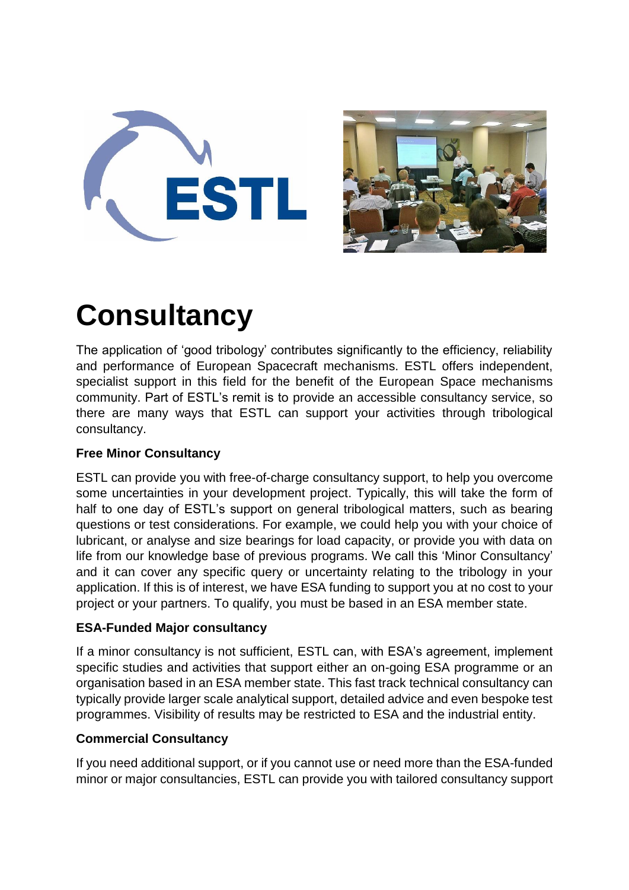# Consultancy

The application of 'good tribology' contributes significantly to the efficiency, reliability and performance of European Spacecraft mechanisms. ESTL offers independent, specialist support in this field for the benefit of the European Space mechanisms community. Part of ESTL's remit is to provide an accessible consultancy service, so there are many ways that ESTL can support your activities through tribological consultancy.

### Free Minor Consultancy

ESTL can provide you with free-of-charge consultancy support, to help you overcome some uncertainties in your development project. Typically, this will take the form of half to one day of ESTL's support on general tribological matters, such as bearing questions or test considerations. For example, we could help you with your choice of lubricant, or analyse and size bearings for load capacity, or provide you with data on life from our knowledge base of previous programs. We call this 'Minor Consultancy' and it can cover any specific query or uncertainty relating to the tribology in your application. If this is of interest, we have ESA funding to support you at no cost to your project or your partners. To qualify, you must be based in an ESA member state.

### ESA-Funded Major consultancy

If a minor consultancy is not sufficient, ESTL can, with ESA's agreement, implement specific studies and activities that support either an on-going ESA programme or an organisation based in an ESA member state. This fast track technical consultancy can typically provide larger scale analytical support, detailed advice and even bespoke test programmes. Visibility of results may be restricted to ESA and the industrial entity.

### Commercial Consultancy

If you need additional support, or if you cannot use or need more than the ESA-funded minor or major consultancies, ESTL can provide you with tailored consultancy support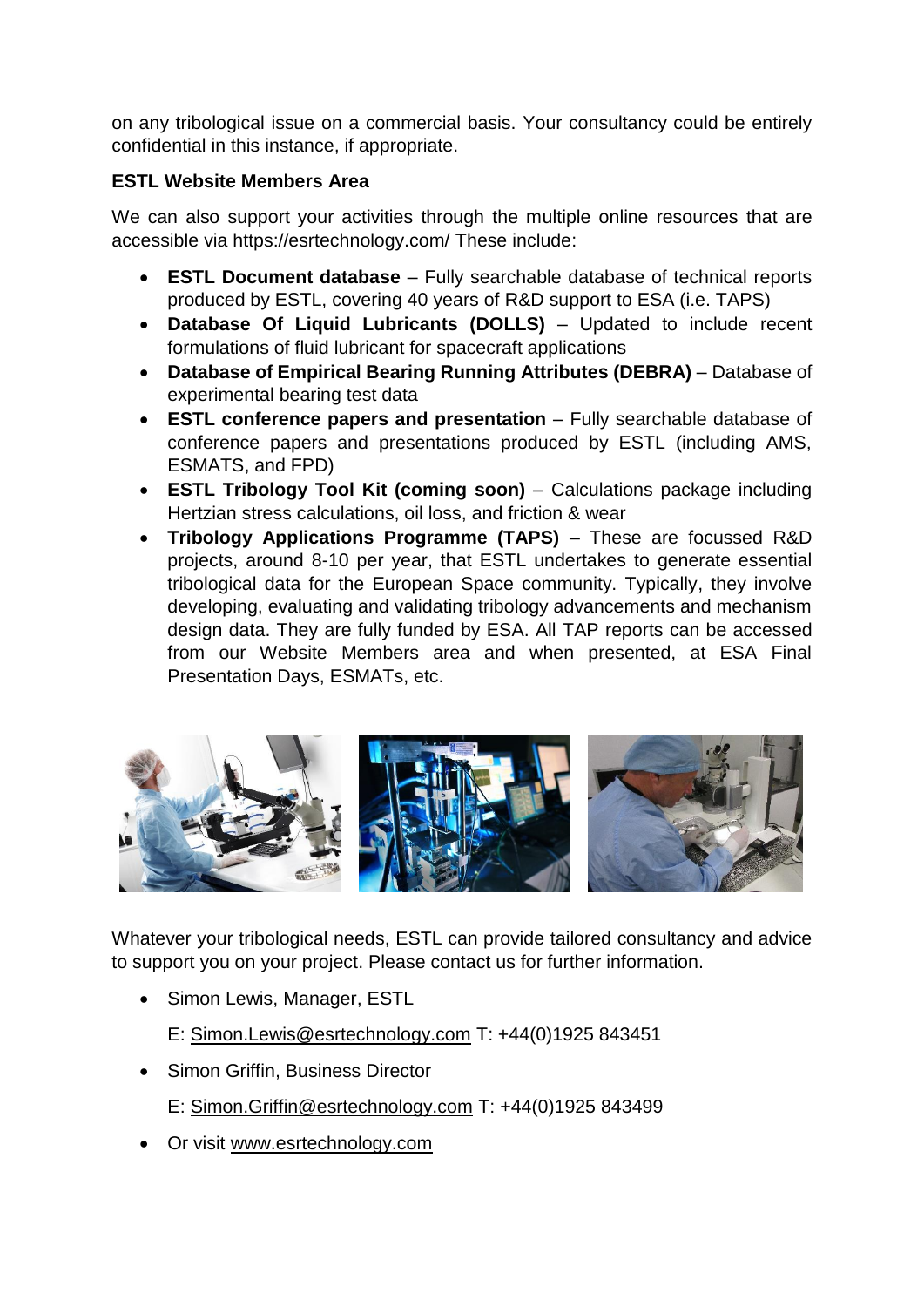on any tribological issue on a commercial basis. Your consultancy could be entirely confidential in this instance, if appropriate.

**ESTL Website Members Area**

We can also support your activities through the multiple online resources that are accessible via https://esrtechnology.com/ These include:

- **ESTL Document database** – Fully searchable database of technical reports produced by ESTL, covering 40 years of R&D support to ESA (i.e. TAPS)
- **Database Of Liquid Lubricants (DOLLS)** – Updated to include recent formulations of fluid lubricant for spacecraft applications
- **Database of Empirical Bearing Running Attributes (DEBRA)** – Database of experimental bearing test data
- **ESTL conference papers and presentation** – Fully searchable database of conference papers and presentations produced by ESTL (including AMS, ESMATS, and FPD)
- **ESTL Tribology Tool Kit (coming soon)** – Calculations package including Hertzian stress calculations, oil loss, and friction & wear
- **Tribology Applications Programme (TAPS)** – These are focussed R&D projects, around 8-10 per year, that ESTL undertakes to generate essential tribological data for the European Space community. Typically, they involve developing, evaluating and validating tribology advancements and mechanism design data. They are fully funded by ESA. All TAP reports can be accessed from our Website Members area and when presented, at ESA Final Presentation Days, ESMATs, etc.

Whatever your tribological needs, ESTL can provide tailored consultancy and advice to support you on your project. Please contact us for further information.

- Simon Lewis, Manager, ESTL

  E: Simon.Lewis@esrtechnology.com T: +44(0)1925 843451

- Simon Griffin, Business Director

  E: Simon.Griffin@esrtechnology.com T: +44(0)1925 843499

- Or visit www.esrtechnology.com